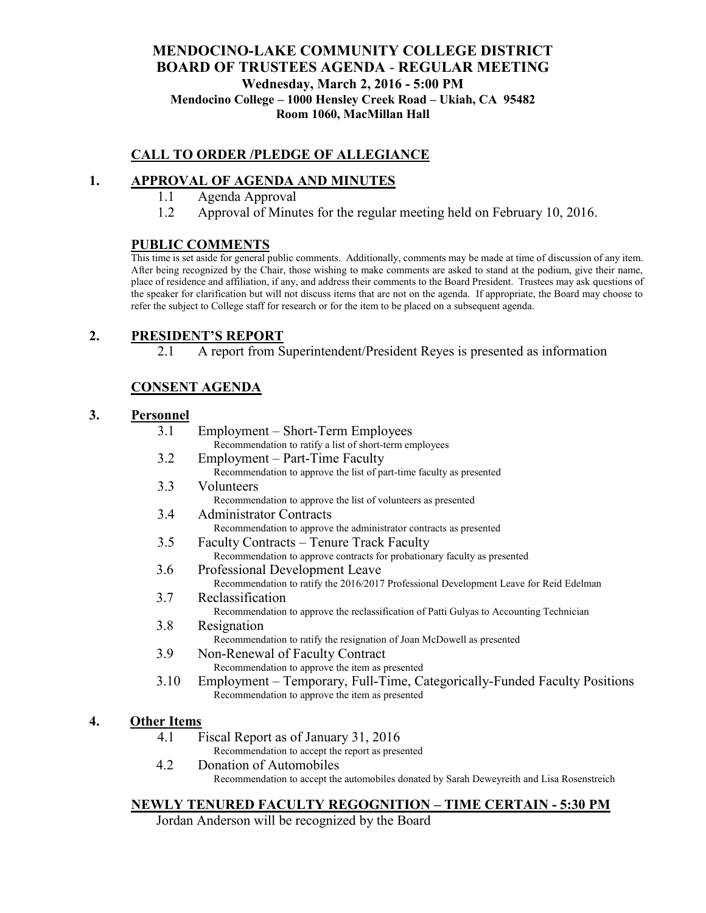# MENDOCINO-LAKE COMMUNITY COLLEGE DISTRICT
# BOARD OF TRUSTEES AGENDA - REGULAR MEETING

**Wednesday, March 2, 2016 - 5:00 PM**

**Mendocino College – 1000 Hensley Creek Road – Ukiah, CA 95482**

**Room 1060, MacMillan Hall**

## CALL TO ORDER /PLEDGE OF ALLEGIANCE

## 1. APPROVAL OF AGENDA AND MINUTES

1.1 Agenda Approval

1.2 Approval of Minutes for the regular meeting held on February 10, 2016.

## PUBLIC COMMENTS

This time is set aside for general public comments. Additionally, comments may be made at time of discussion of any item. After being recognized by the Chair, those wishing to make comments are asked to stand at the podium, give their name, place of residence and affiliation, if any, and address their comments to the Board President. Trustees may ask questions of the speaker for clarification but will not discuss items that are not on the agenda. If appropriate, the Board may choose to refer the subject to College staff for research or for the item to be placed on a subsequent agenda.

## 2. PRESIDENT'S REPORT

2.1 A report from Superintendent/President Reyes is presented as information

## CONSENT AGENDA

## 3. Personnel

3.1 Employment – Short-Term Employees
Recommendation to ratify a list of short-term employees

3.2 Employment – Part-Time Faculty
Recommendation to approve the list of part-time faculty as presented

3.3 Volunteers
Recommendation to approve the list of volunteers as presented

3.4 Administrator Contracts
Recommendation to approve the administrator contracts as presented

3.5 Faculty Contracts – Tenure Track Faculty
Recommendation to approve contracts for probationary faculty as presented

3.6 Professional Development Leave
Recommendation to ratify the 2016/2017 Professional Development Leave for Reid Edelman

3.7 Reclassification
Recommendation to approve the reclassification of Patti Gulyas to Accounting Technician

3.8 Resignation
Recommendation to ratify the resignation of Joan McDowell as presented

3.9 Non-Renewal of Faculty Contract
Recommendation to approve the item as presented

3.10 Employment – Temporary, Full-Time, Categorically-Funded Faculty Positions
Recommendation to approve the item as presented

## 4. Other Items

4.1 Fiscal Report as of January 31, 2016
Recommendation to accept the report as presented

4.2 Donation of Automobiles
Recommendation to accept the automobiles donated by Sarah Deweyreith and Lisa Rosenstreich

## NEWLY TENURED FACULTY REGOGNITION – TIME CERTAIN - 5:30 PM

Jordan Anderson will be recognized by the Board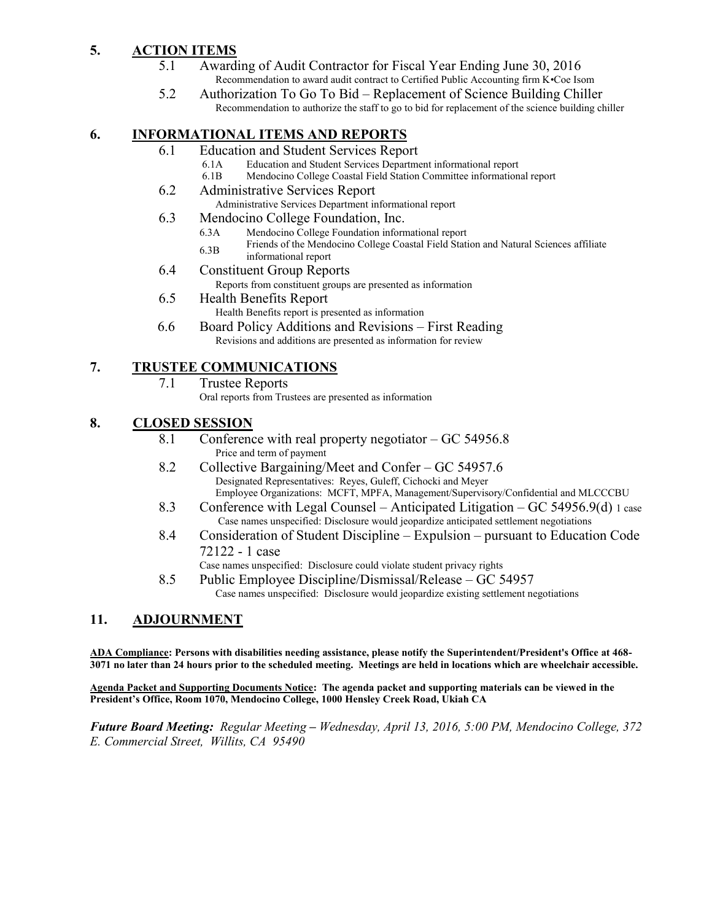## 5. ACTION ITEMS

- 5.1 Awarding of Audit Contractor for Fiscal Year Ending June 30, 2016
  - Recommendation to award audit contract to Certified Public Accounting firm K•Coe Isom
- 5.2 Authorization To Go To Bid – Replacement of Science Building Chiller
  - Recommendation to authorize the staff to go to bid for replacement of the science building chiller

## 6. INFORMATIONAL ITEMS AND REPORTS

- 6.1 Education and Student Services Report
  - 6.1A Education and Student Services Department informational report
  - 6.1B Mendocino College Coastal Field Station Committee informational report
- 6.2 Administrative Services Report
  - Administrative Services Department informational report
- 6.3 Mendocino College Foundation, Inc.
  - 6.3A Mendocino College Foundation informational report
  - 6.3B Friends of the Mendocino College Coastal Field Station and Natural Sciences affiliate informational report
- 6.4 Constituent Group Reports
  - Reports from constituent groups are presented as information
- 6.5 Health Benefits Report
  - Health Benefits report is presented as information
- 6.6 Board Policy Additions and Revisions – First Reading
  - Revisions and additions are presented as information for review

## 7. TRUSTEE COMMUNICATIONS

- 7.1 Trustee Reports
  - Oral reports from Trustees are presented as information

## 8. CLOSED SESSION

- 8.1 Conference with real property negotiator – GC 54956.8
  - Price and term of payment
- 8.2 Collective Bargaining/Meet and Confer – GC 54957.6
  - Designated Representatives: Reyes, Guleff, Cichocki and Meyer
  - Employee Organizations: MCFT, MPFA, Management/Supervisory/Confidential and MLCCCBU
- 8.3 Conference with Legal Counsel – Anticipated Litigation – GC 54956.9(d) 1 case
  - Case names unspecified: Disclosure would jeopardize anticipated settlement negotiations
- 8.4 Consideration of Student Discipline – Expulsion – pursuant to Education Code 72122 - 1 case
  - Case names unspecified: Disclosure could violate student privacy rights
- 8.5 Public Employee Discipline/Dismissal/Release – GC 54957
  - Case names unspecified: Disclosure would jeopardize existing settlement negotiations

## 11. ADJOURNMENT

**ADA Compliance: Persons with disabilities needing assistance, please notify the Superintendent/President's Office at 468-3071 no later than 24 hours prior to the scheduled meeting. Meetings are held in locations which are wheelchair accessible.**

**Agenda Packet and Supporting Documents Notice: The agenda packet and supporting materials can be viewed in the President's Office, Room 1070, Mendocino College, 1000 Hensley Creek Road, Ukiah CA**

***Future Board Meeting:*** *Regular Meeting – Wednesday, April 13, 2016, 5:00 PM, Mendocino College, 372 E. Commercial Street, Willits, CA 95490*